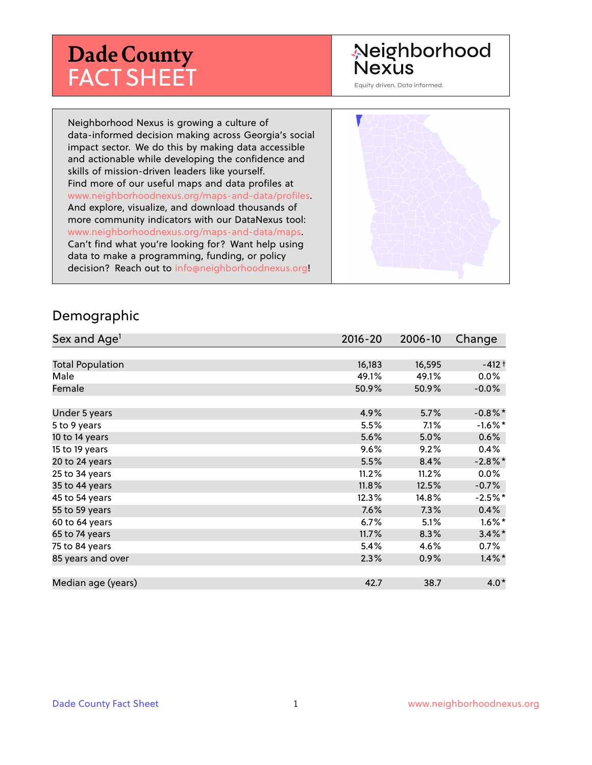# Dade County FACT SHEET

Neighborhood Nexus

Equity driven. Data informed.

Neighborhood Nexus is growing a culture of data-informed decision making across Georgia's social impact sector. We do this by making data accessible and actionable while developing the confidence and skills of mission-driven leaders like yourself. Find more of our useful maps and data profiles at www.neighborhoodnexus.org/maps-and-data/profiles. And explore, visualize, and download thousands of more community indicators with our DataNexus tool: www.neighborhoodnexus.org/maps-and-data/maps. Can't find what you're looking for? Want help using data to make a programming, funding, or policy decision? Reach out to info@neighborhoodnexus.org!

## Demographic

| Sex and Age[1] | 2016-20 | 2006-10 | Change |
|---|---|---|---|
| Total Population | 16,183 | 16,595 | -412 † |
| Male | 49.1% | 49.1% | 0.0% |
| Female | 50.9% | 50.9% | -0.0% |
| | | | |
| Under 5 years | 4.9% | 5.7% | -0.8% * |
| 5 to 9 years | 5.5% | 7.1% | -1.6% * |
| 10 to 14 years | 5.6% | 5.0% | 0.6% |
| 15 to 19 years | 9.6% | 9.2% | 0.4% |
| 20 to 24 years | 5.5% | 8.4% | -2.8% * |
| 25 to 34 years | 11.2% | 11.2% | 0.0% |
| 35 to 44 years | 11.8% | 12.5% | -0.7% |
| 45 to 54 years | 12.3% | 14.8% | -2.5% * |
| 55 to 59 years | 7.6% | 7.3% | 0.4% |
| 60 to 64 years | 6.7% | 5.1% | 1.6% * |
| 65 to 74 years | 11.7% | 8.3% | 3.4% * |
| 75 to 84 years | 5.4% | 4.6% | 0.7% |
| 85 years and over | 2.3% | 0.9% | 1.4% * |
| | | | |
| Median age (years) | 42.7 | 38.7 | 4.0 * |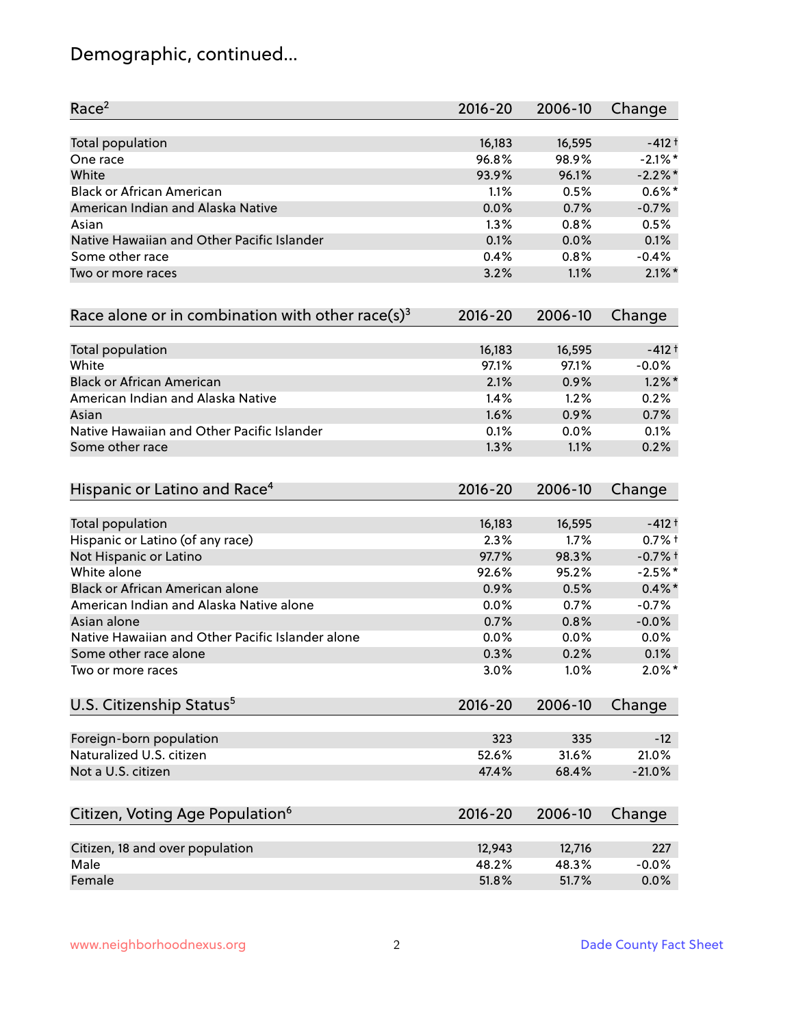# Demographic, continued...

| Race[2] | 2016-20 | 2006-10 | Change |
|---|---|---|---|
| Total population | 16,183 | 16,595 | -412 † |
| One race | 96.8% | 98.9% | -2.1% * |
| White | 93.9% | 96.1% | -2.2% * |
| Black or African American | 1.1% | 0.5% | 0.6% * |
| American Indian and Alaska Native | 0.0% | 0.7% | -0.7% |
| Asian | 1.3% | 0.8% | 0.5% |
| Native Hawaiian and Other Pacific Islander | 0.1% | 0.0% | 0.1% |
| Some other race | 0.4% | 0.8% | -0.4% |
| Two or more races | 3.2% | 1.1% | 2.1% * |

| Race alone or in combination with other race(s)[3] | 2016-20 | 2006-10 | Change |
|---|---|---|---|
| Total population | 16,183 | 16,595 | -412 † |
| White | 97.1% | 97.1% | -0.0% |
| Black or African American | 2.1% | 0.9% | 1.2% * |
| American Indian and Alaska Native | 1.4% | 1.2% | 0.2% |
| Asian | 1.6% | 0.9% | 0.7% |
| Native Hawaiian and Other Pacific Islander | 0.1% | 0.0% | 0.1% |
| Some other race | 1.3% | 1.1% | 0.2% |

| Hispanic or Latino and Race[4] | 2016-20 | 2006-10 | Change |
|---|---|---|---|
| Total population | 16,183 | 16,595 | -412 † |
| Hispanic or Latino (of any race) | 2.3% | 1.7% | 0.7% † |
| Not Hispanic or Latino | 97.7% | 98.3% | -0.7% † |
| White alone | 92.6% | 95.2% | -2.5% * |
| Black or African American alone | 0.9% | 0.5% | 0.4% * |
| American Indian and Alaska Native alone | 0.0% | 0.7% | -0.7% |
| Asian alone | 0.7% | 0.8% | -0.0% |
| Native Hawaiian and Other Pacific Islander alone | 0.0% | 0.0% | 0.0% |
| Some other race alone | 0.3% | 0.2% | 0.1% |
| Two or more races | 3.0% | 1.0% | 2.0% * |

| U.S. Citizenship Status[5] | 2016-20 | 2006-10 | Change |
|---|---|---|---|
| Foreign-born population | 323 | 335 | -12 |
| Naturalized U.S. citizen | 52.6% | 31.6% | 21.0% |
| Not a U.S. citizen | 47.4% | 68.4% | -21.0% |

| Citizen, Voting Age Population[6] | 2016-20 | 2006-10 | Change |
|---|---|---|---|
| Citizen, 18 and over population | 12,943 | 12,716 | 227 |
| Male | 48.2% | 48.3% | -0.0% |
| Female | 51.8% | 51.7% | 0.0% |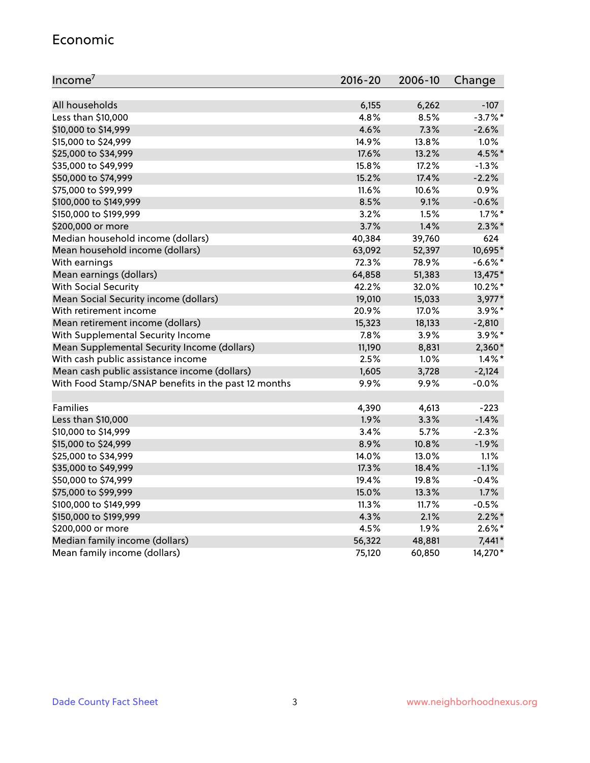## Economic

| Income[7] | 2016-20 | 2006-10 | Change |
|---|---|---|---|
| All households | 6,155 | 6,262 | -107 |
| Less than $10,000 | 4.8% | 8.5% | -3.7%* |
| $10,000 to $14,999 | 4.6% | 7.3% | -2.6% |
| $15,000 to $24,999 | 14.9% | 13.8% | 1.0% |
| $25,000 to $34,999 | 17.6% | 13.2% | 4.5%* |
| $35,000 to $49,999 | 15.8% | 17.2% | -1.3% |
| $50,000 to $74,999 | 15.2% | 17.4% | -2.2% |
| $75,000 to $99,999 | 11.6% | 10.6% | 0.9% |
| $100,000 to $149,999 | 8.5% | 9.1% | -0.6% |
| $150,000 to $199,999 | 3.2% | 1.5% | 1.7%* |
| $200,000 or more | 3.7% | 1.4% | 2.3%* |
| Median household income (dollars) | 40,384 | 39,760 | 624 |
| Mean household income (dollars) | 63,092 | 52,397 | 10,695* |
| With earnings | 72.3% | 78.9% | -6.6%* |
| Mean earnings (dollars) | 64,858 | 51,383 | 13,475* |
| With Social Security | 42.2% | 32.0% | 10.2%* |
| Mean Social Security income (dollars) | 19,010 | 15,033 | 3,977* |
| With retirement income | 20.9% | 17.0% | 3.9%* |
| Mean retirement income (dollars) | 15,323 | 18,133 | -2,810 |
| With Supplemental Security Income | 7.8% | 3.9% | 3.9%* |
| Mean Supplemental Security Income (dollars) | 11,190 | 8,831 | 2,360* |
| With cash public assistance income | 2.5% | 1.0% | 1.4%* |
| Mean cash public assistance income (dollars) | 1,605 | 3,728 | -2,124 |
| With Food Stamp/SNAP benefits in the past 12 months | 9.9% | 9.9% | -0.0% |
| | | | |
| Families | 4,390 | 4,613 | -223 |
| Less than $10,000 | 1.9% | 3.3% | -1.4% |
| $10,000 to $14,999 | 3.4% | 5.7% | -2.3% |
| $15,000 to $24,999 | 8.9% | 10.8% | -1.9% |
| $25,000 to $34,999 | 14.0% | 13.0% | 1.1% |
| $35,000 to $49,999 | 17.3% | 18.4% | -1.1% |
| $50,000 to $74,999 | 19.4% | 19.8% | -0.4% |
| $75,000 to $99,999 | 15.0% | 13.3% | 1.7% |
| $100,000 to $149,999 | 11.3% | 11.7% | -0.5% |
| $150,000 to $199,999 | 4.3% | 2.1% | 2.2%* |
| $200,000 or more | 4.5% | 1.9% | 2.6%* |
| Median family income (dollars) | 56,322 | 48,881 | 7,441* |
| Mean family income (dollars) | 75,120 | 60,850 | 14,270* |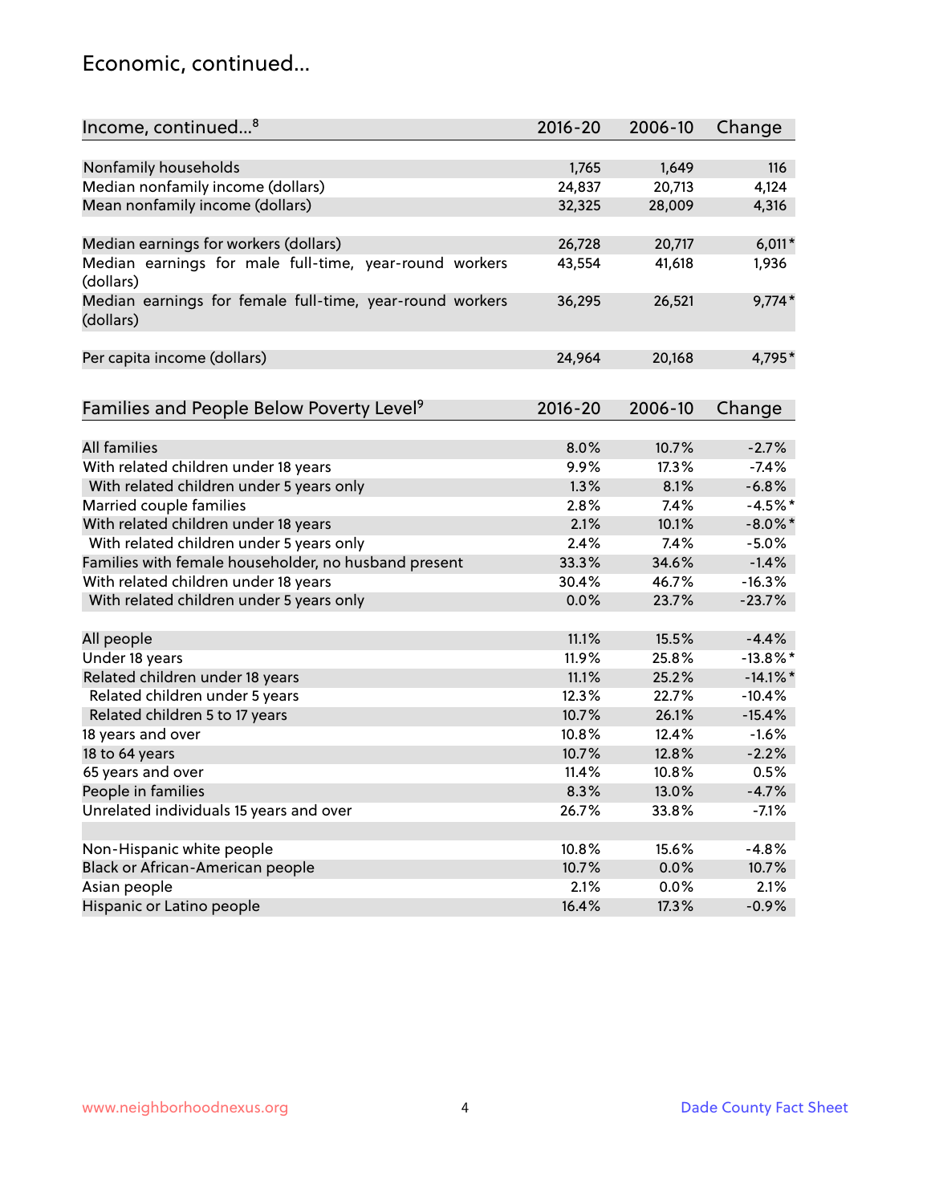# Economic, continued...

| Income, continued...[8] | 2016-20 | 2006-10 | Change |
|---|---|---|---|
| Nonfamily households | 1,765 | 1,649 | 116 |
| Median nonfamily income (dollars) | 24,837 | 20,713 | 4,124 |
| Mean nonfamily income (dollars) | 32,325 | 28,009 | 4,316 |
| Median earnings for workers (dollars) | 26,728 | 20,717 | 6,011* |
| Median earnings for male full-time, year-round workers (dollars) | 43,554 | 41,618 | 1,936 |
| Median earnings for female full-time, year-round workers (dollars) | 36,295 | 26,521 | 9,774* |
| Per capita income (dollars) | 24,964 | 20,168 | 4,795* |

| Families and People Below Poverty Level[9] | 2016-20 | 2006-10 | Change |
|---|---|---|---|
| All families | 8.0% | 10.7% | -2.7% |
| With related children under 18 years | 9.9% | 17.3% | -7.4% |
| With related children under 5 years only | 1.3% | 8.1% | -6.8% |
| Married couple families | 2.8% | 7.4% | -4.5%* |
| With related children under 18 years | 2.1% | 10.1% | -8.0%* |
| With related children under 5 years only | 2.4% | 7.4% | -5.0% |
| Families with female householder, no husband present | 33.3% | 34.6% | -1.4% |
| With related children under 18 years | 30.4% | 46.7% | -16.3% |
| With related children under 5 years only | 0.0% | 23.7% | -23.7% |
| All people | 11.1% | 15.5% | -4.4% |
| Under 18 years | 11.9% | 25.8% | -13.8%* |
| Related children under 18 years | 11.1% | 25.2% | -14.1%* |
| Related children under 5 years | 12.3% | 22.7% | -10.4% |
| Related children 5 to 17 years | 10.7% | 26.1% | -15.4% |
| 18 years and over | 10.8% | 12.4% | -1.6% |
| 18 to 64 years | 10.7% | 12.8% | -2.2% |
| 65 years and over | 11.4% | 10.8% | 0.5% |
| People in families | 8.3% | 13.0% | -4.7% |
| Unrelated individuals 15 years and over | 26.7% | 33.8% | -7.1% |
| Non-Hispanic white people | 10.8% | 15.6% | -4.8% |
| Black or African-American people | 10.7% | 0.0% | 10.7% |
| Asian people | 2.1% | 0.0% | 2.1% |
| Hispanic or Latino people | 16.4% | 17.3% | -0.9% |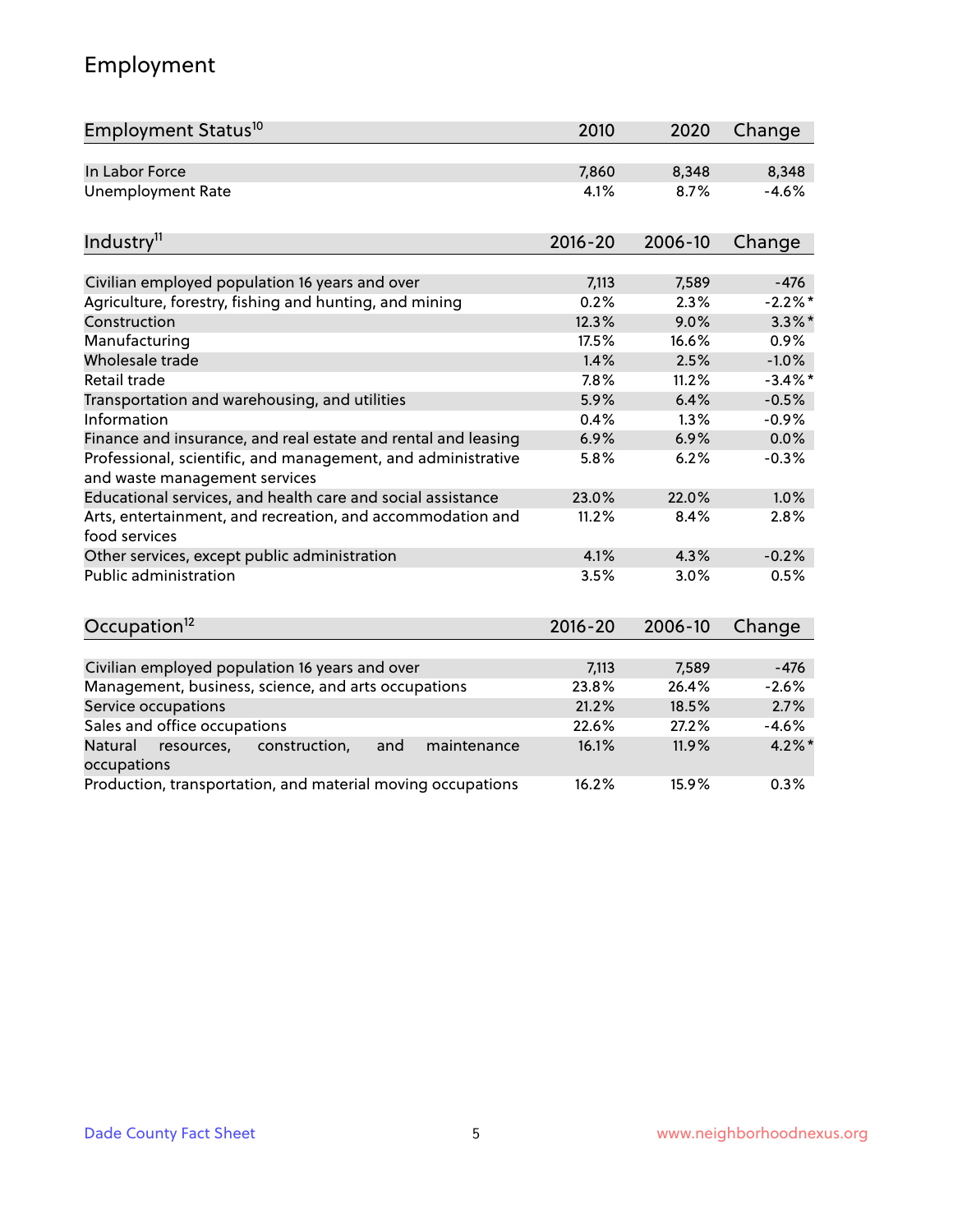## Employment

| Employment Status[10] | 2010 | 2020 | Change |
|---|---|---|---|
| In Labor Force | 7,860 | 8,348 | 8,348 |
| Unemployment Rate | 4.1% | 8.7% | -4.6% |

| Industry[11] | 2016-20 | 2006-10 | Change |
|---|---|---|---|
| Civilian employed population 16 years and over | 7,113 | 7,589 | -476 |
| Agriculture, forestry, fishing and hunting, and mining | 0.2% | 2.3% | -2.2%* |
| Construction | 12.3% | 9.0% | 3.3%* |
| Manufacturing | 17.5% | 16.6% | 0.9% |
| Wholesale trade | 1.4% | 2.5% | -1.0% |
| Retail trade | 7.8% | 11.2% | -3.4%* |
| Transportation and warehousing, and utilities | 5.9% | 6.4% | -0.5% |
| Information | 0.4% | 1.3% | -0.9% |
| Finance and insurance, and real estate and rental and leasing | 6.9% | 6.9% | 0.0% |
| Professional, scientific, and management, and administrative and waste management services | 5.8% | 6.2% | -0.3% |
| Educational services, and health care and social assistance | 23.0% | 22.0% | 1.0% |
| Arts, entertainment, and recreation, and accommodation and food services | 11.2% | 8.4% | 2.8% |
| Other services, except public administration | 4.1% | 4.3% | -0.2% |
| Public administration | 3.5% | 3.0% | 0.5% |

| Occupation[12] | 2016-20 | 2006-10 | Change |
|---|---|---|---|
| Civilian employed population 16 years and over | 7,113 | 7,589 | -476 |
| Management, business, science, and arts occupations | 23.8% | 26.4% | -2.6% |
| Service occupations | 21.2% | 18.5% | 2.7% |
| Sales and office occupations | 22.6% | 27.2% | -4.6% |
| Natural resources, construction, and maintenance occupations | 16.1% | 11.9% | 4.2%* |
| Production, transportation, and material moving occupations | 16.2% | 15.9% | 0.3% |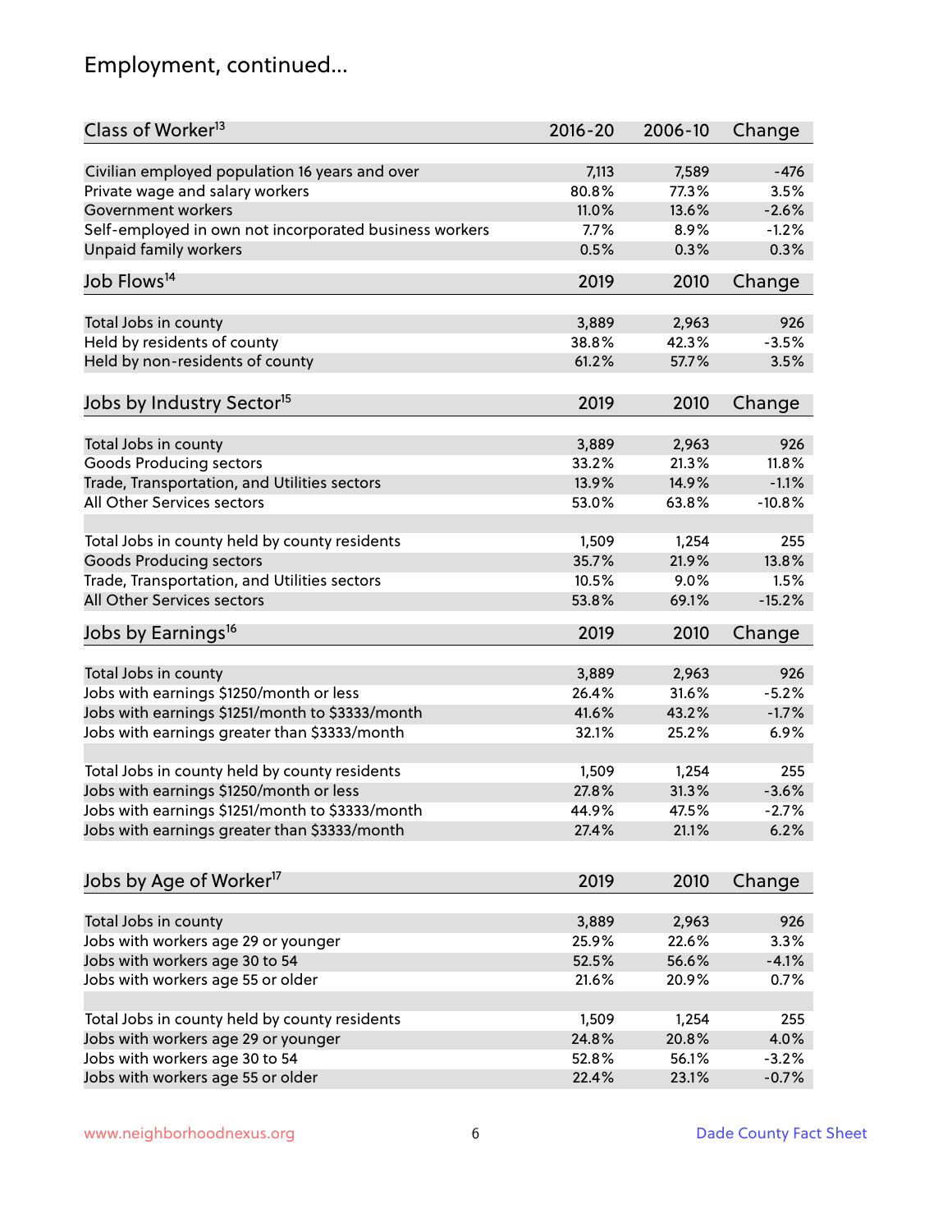## Employment, continued...

| Class of Worker[13] | 2016-20 | 2006-10 | Change |
|---|---|---|---|
| Civilian employed population 16 years and over | 7,113 | 7,589 | -476 |
| Private wage and salary workers | 80.8% | 77.3% | 3.5% |
| Government workers | 11.0% | 13.6% | -2.6% |
| Self-employed in own not incorporated business workers | 7.7% | 8.9% | -1.2% |
| Unpaid family workers | 0.5% | 0.3% | 0.3% |

| Job Flows[14] | 2019 | 2010 | Change |
|---|---|---|---|
| Total Jobs in county | 3,889 | 2,963 | 926 |
| Held by residents of county | 38.8% | 42.3% | -3.5% |
| Held by non-residents of county | 61.2% | 57.7% | 3.5% |

| Jobs by Industry Sector[15] | 2019 | 2010 | Change |
|---|---|---|---|
| Total Jobs in county | 3,889 | 2,963 | 926 |
| Goods Producing sectors | 33.2% | 21.3% | 11.8% |
| Trade, Transportation, and Utilities sectors | 13.9% | 14.9% | -1.1% |
| All Other Services sectors | 53.0% | 63.8% | -10.8% |
| | | | |
| Total Jobs in county held by county residents | 1,509 | 1,254 | 255 |
| Goods Producing sectors | 35.7% | 21.9% | 13.8% |
| Trade, Transportation, and Utilities sectors | 10.5% | 9.0% | 1.5% |
| All Other Services sectors | 53.8% | 69.1% | -15.2% |

| Jobs by Earnings[16] | 2019 | 2010 | Change |
|---|---|---|---|
| Total Jobs in county | 3,889 | 2,963 | 926 |
| Jobs with earnings $1250/month or less | 26.4% | 31.6% | -5.2% |
| Jobs with earnings $1251/month to $3333/month | 41.6% | 43.2% | -1.7% |
| Jobs with earnings greater than $3333/month | 32.1% | 25.2% | 6.9% |
| | | | |
| Total Jobs in county held by county residents | 1,509 | 1,254 | 255 |
| Jobs with earnings $1250/month or less | 27.8% | 31.3% | -3.6% |
| Jobs with earnings $1251/month to $3333/month | 44.9% | 47.5% | -2.7% |
| Jobs with earnings greater than $3333/month | 27.4% | 21.1% | 6.2% |

| Jobs by Age of Worker[17] | 2019 | 2010 | Change |
|---|---|---|---|
| Total Jobs in county | 3,889 | 2,963 | 926 |
| Jobs with workers age 29 or younger | 25.9% | 22.6% | 3.3% |
| Jobs with workers age 30 to 54 | 52.5% | 56.6% | -4.1% |
| Jobs with workers age 55 or older | 21.6% | 20.9% | 0.7% |
| | | | |
| Total Jobs in county held by county residents | 1,509 | 1,254 | 255 |
| Jobs with workers age 29 or younger | 24.8% | 20.8% | 4.0% |
| Jobs with workers age 30 to 54 | 52.8% | 56.1% | -3.2% |
| Jobs with workers age 55 or older | 22.4% | 23.1% | -0.7% |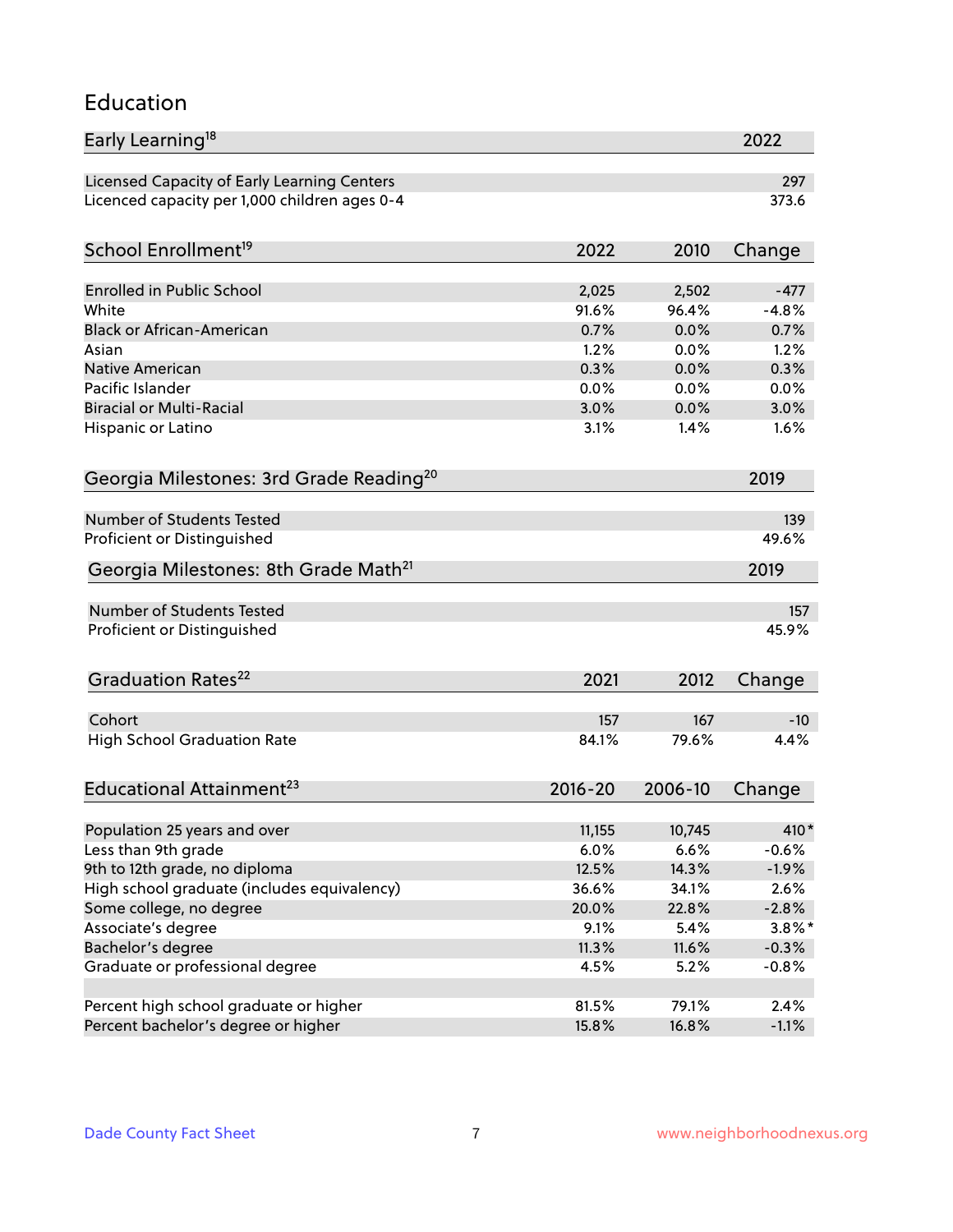# Education

| Early Learning[18] | 2022 |
|---|---|
| Licensed Capacity of Early Learning Centers | 297 |
| Licenced capacity per 1,000 children ages 0-4 | 373.6 |

| School Enrollment[19] | 2022 | 2010 | Change |
|---|---|---|---|
| Enrolled in Public School | 2,025 | 2,502 | -477 |
| White | 91.6% | 96.4% | -4.8% |
| Black or African-American | 0.7% | 0.0% | 0.7% |
| Asian | 1.2% | 0.0% | 1.2% |
| Native American | 0.3% | 0.0% | 0.3% |
| Pacific Islander | 0.0% | 0.0% | 0.0% |
| Biracial or Multi-Racial | 3.0% | 0.0% | 3.0% |
| Hispanic or Latino | 3.1% | 1.4% | 1.6% |

| Georgia Milestones: 3rd Grade Reading[20] | 2019 |
|---|---|
| Number of Students Tested | 139 |
| Proficient or Distinguished | 49.6% |

| Georgia Milestones: 8th Grade Math[21] | 2019 |
|---|---|
| Number of Students Tested | 157 |
| Proficient or Distinguished | 45.9% |

| Graduation Rates[22] | 2021 | 2012 | Change |
|---|---|---|---|
| Cohort | 157 | 167 | -10 |
| High School Graduation Rate | 84.1% | 79.6% | 4.4% |

| Educational Attainment[23] | 2016-20 | 2006-10 | Change |
|---|---|---|---|
| Population 25 years and over | 11,155 | 10,745 | 410* |
| Less than 9th grade | 6.0% | 6.6% | -0.6% |
| 9th to 12th grade, no diploma | 12.5% | 14.3% | -1.9% |
| High school graduate (includes equivalency) | 36.6% | 34.1% | 2.6% |
| Some college, no degree | 20.0% | 22.8% | -2.8% |
| Associate's degree | 9.1% | 5.4% | 3.8%* |
| Bachelor's degree | 11.3% | 11.6% | -0.3% |
| Graduate or professional degree | 4.5% | 5.2% | -0.8% |
| | | | |
| Percent high school graduate or higher | 81.5% | 79.1% | 2.4% |
| Percent bachelor's degree or higher | 15.8% | 16.8% | -1.1% |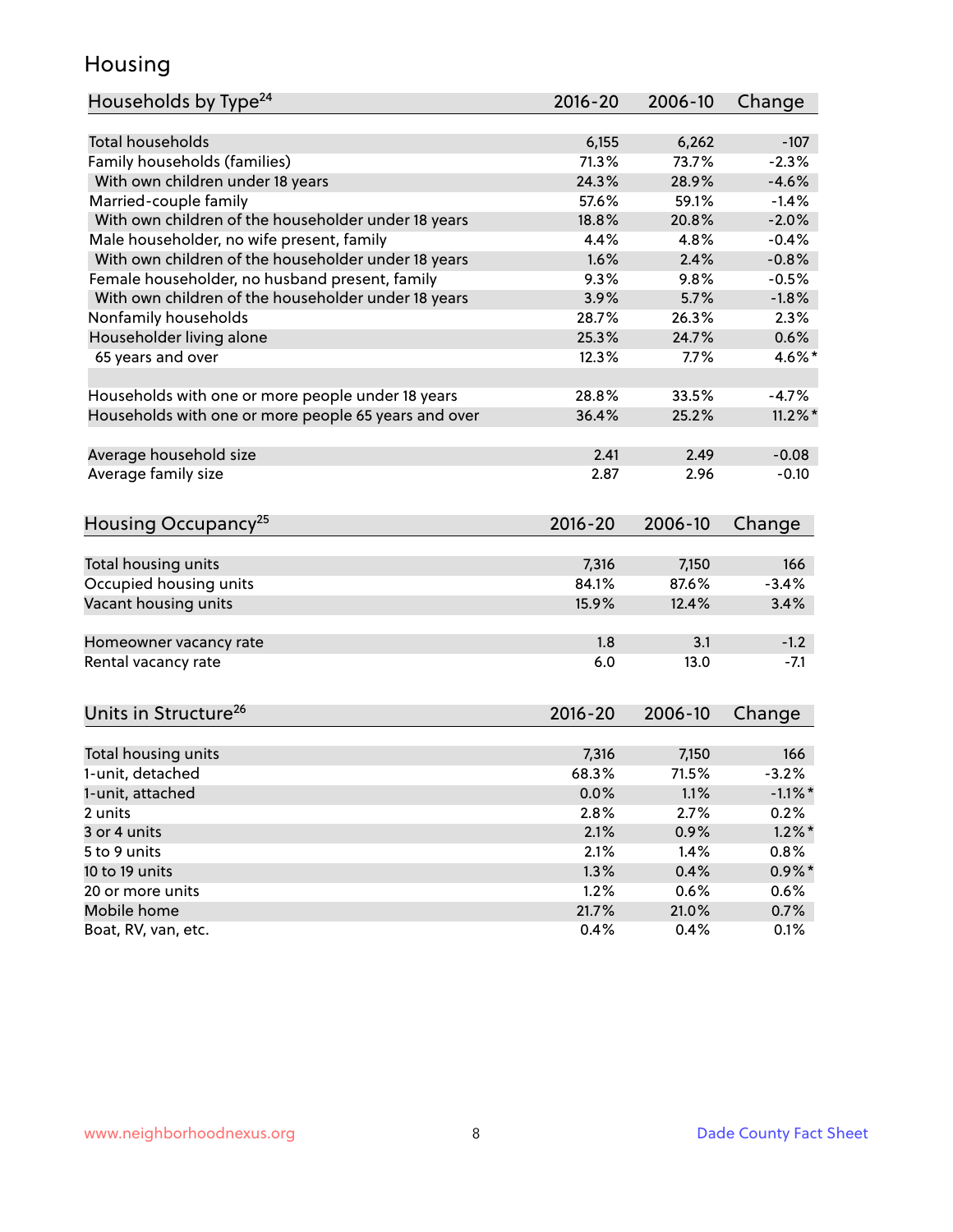# Housing

| Households by Type[24] | 2016-20 | 2006-10 | Change |
|---|---|---|---|
| Total households | 6,155 | 6,262 | -107 |
| Family households (families) | 71.3% | 73.7% | -2.3% |
| With own children under 18 years | 24.3% | 28.9% | -4.6% |
| Married-couple family | 57.6% | 59.1% | -1.4% |
| With own children of the householder under 18 years | 18.8% | 20.8% | -2.0% |
| Male householder, no wife present, family | 4.4% | 4.8% | -0.4% |
| With own children of the householder under 18 years | 1.6% | 2.4% | -0.8% |
| Female householder, no husband present, family | 9.3% | 9.8% | -0.5% |
| With own children of the householder under 18 years | 3.9% | 5.7% | -1.8% |
| Nonfamily households | 28.7% | 26.3% | 2.3% |
| Householder living alone | 25.3% | 24.7% | 0.6% |
| 65 years and over | 12.3% | 7.7% | 4.6%* |
| | | | |
| Households with one or more people under 18 years | 28.8% | 33.5% | -4.7% |
| Households with one or more people 65 years and over | 36.4% | 25.2% | 11.2%* |
| | | | |
| Average household size | 2.41 | 2.49 | -0.08 |
| Average family size | 2.87 | 2.96 | -0.10 |

| Housing Occupancy[25] | 2016-20 | 2006-10 | Change |
|---|---|---|---|
| Total housing units | 7,316 | 7,150 | 166 |
| Occupied housing units | 84.1% | 87.6% | -3.4% |
| Vacant housing units | 15.9% | 12.4% | 3.4% |
| | | | |
| Homeowner vacancy rate | 1.8 | 3.1 | -1.2 |
| Rental vacancy rate | 6.0 | 13.0 | -7.1 |

| Units in Structure[26] | 2016-20 | 2006-10 | Change |
|---|---|---|---|
| Total housing units | 7,316 | 7,150 | 166 |
| 1-unit, detached | 68.3% | 71.5% | -3.2% |
| 1-unit, attached | 0.0% | 1.1% | -1.1%* |
| 2 units | 2.8% | 2.7% | 0.2% |
| 3 or 4 units | 2.1% | 0.9% | 1.2%* |
| 5 to 9 units | 2.1% | 1.4% | 0.8% |
| 10 to 19 units | 1.3% | 0.4% | 0.9%* |
| 20 or more units | 1.2% | 0.6% | 0.6% |
| Mobile home | 21.7% | 21.0% | 0.7% |
| Boat, RV, van, etc. | 0.4% | 0.4% | 0.1% |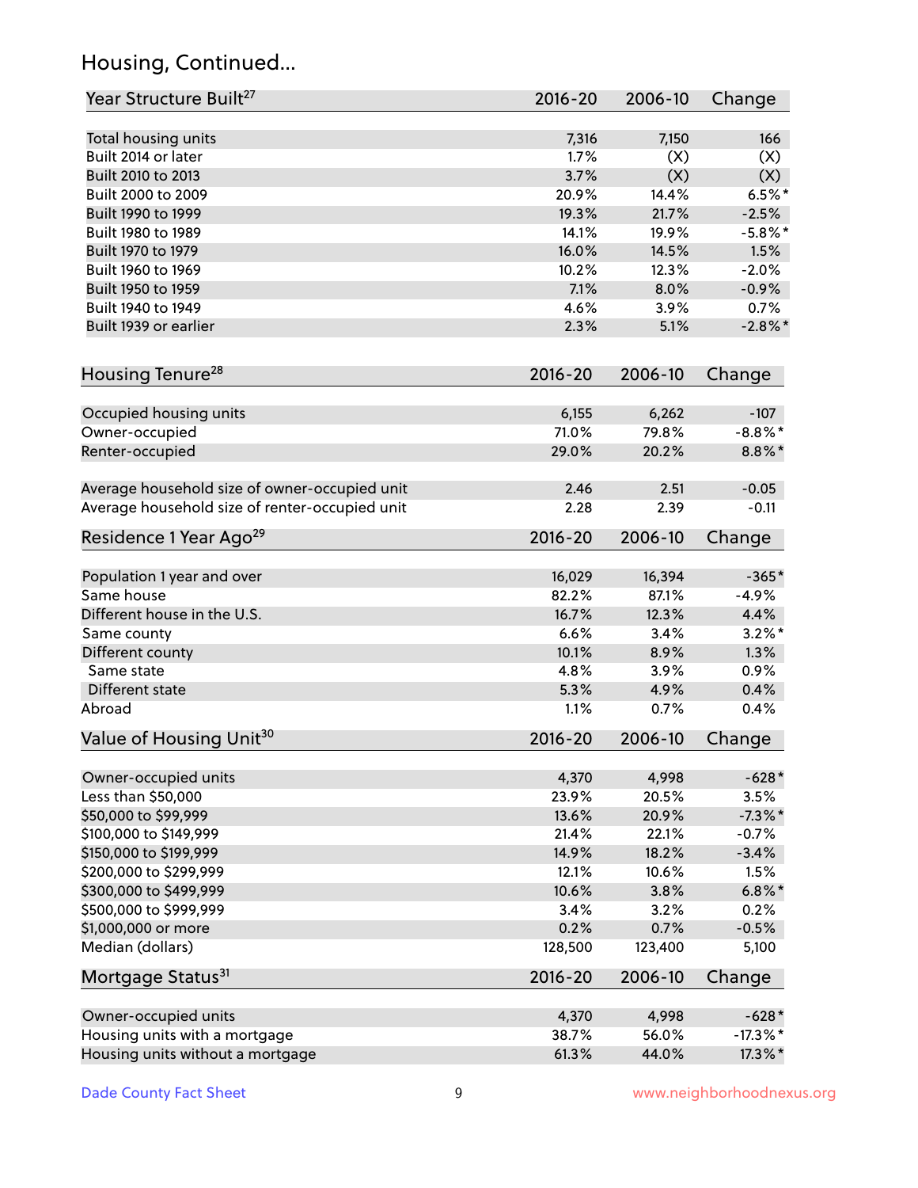## Housing, Continued...

| Year Structure Built[27] | 2016-20 | 2006-10 | Change |
|---|---|---|---|
| Total housing units | 7,316 | 7,150 | 166 |
| Built 2014 or later | 1.7% | (X) | (X) |
| Built 2010 to 2013 | 3.7% | (X) | (X) |
| Built 2000 to 2009 | 20.9% | 14.4% | 6.5%* |
| Built 1990 to 1999 | 19.3% | 21.7% | -2.5% |
| Built 1980 to 1989 | 14.1% | 19.9% | -5.8%* |
| Built 1970 to 1979 | 16.0% | 14.5% | 1.5% |
| Built 1960 to 1969 | 10.2% | 12.3% | -2.0% |
| Built 1950 to 1959 | 7.1% | 8.0% | -0.9% |
| Built 1940 to 1949 | 4.6% | 3.9% | 0.7% |
| Built 1939 or earlier | 2.3% | 5.1% | -2.8%* |

| Housing Tenure[28] | 2016-20 | 2006-10 | Change |
|---|---|---|---|
| Occupied housing units | 6,155 | 6,262 | -107 |
| Owner-occupied | 71.0% | 79.8% | -8.8%* |
| Renter-occupied | 29.0% | 20.2% | 8.8%* |
| Average household size of owner-occupied unit | 2.46 | 2.51 | -0.05 |
| Average household size of renter-occupied unit | 2.28 | 2.39 | -0.11 |

| Residence 1 Year Ago[29] | 2016-20 | 2006-10 | Change |
|---|---|---|---|
| Population 1 year and over | 16,029 | 16,394 | -365* |
| Same house | 82.2% | 87.1% | -4.9% |
| Different house in the U.S. | 16.7% | 12.3% | 4.4% |
| Same county | 6.6% | 3.4% | 3.2%* |
| Different county | 10.1% | 8.9% | 1.3% |
| Same state | 4.8% | 3.9% | 0.9% |
| Different state | 5.3% | 4.9% | 0.4% |
| Abroad | 1.1% | 0.7% | 0.4% |

| Value of Housing Unit[30] | 2016-20 | 2006-10 | Change |
|---|---|---|---|
| Owner-occupied units | 4,370 | 4,998 | -628* |
| Less than $50,000 | 23.9% | 20.5% | 3.5% |
| $50,000 to $99,999 | 13.6% | 20.9% | -7.3%* |
| $100,000 to $149,999 | 21.4% | 22.1% | -0.7% |
| $150,000 to $199,999 | 14.9% | 18.2% | -3.4% |
| $200,000 to $299,999 | 12.1% | 10.6% | 1.5% |
| $300,000 to $499,999 | 10.6% | 3.8% | 6.8%* |
| $500,000 to $999,999 | 3.4% | 3.2% | 0.2% |
| $1,000,000 or more | 0.2% | 0.7% | -0.5% |
| Median (dollars) | 128,500 | 123,400 | 5,100 |

| Mortgage Status[31] | 2016-20 | 2006-10 | Change |
|---|---|---|---|
| Owner-occupied units | 4,370 | 4,998 | -628* |
| Housing units with a mortgage | 38.7% | 56.0% | -17.3%* |
| Housing units without a mortgage | 61.3% | 44.0% | 17.3%* |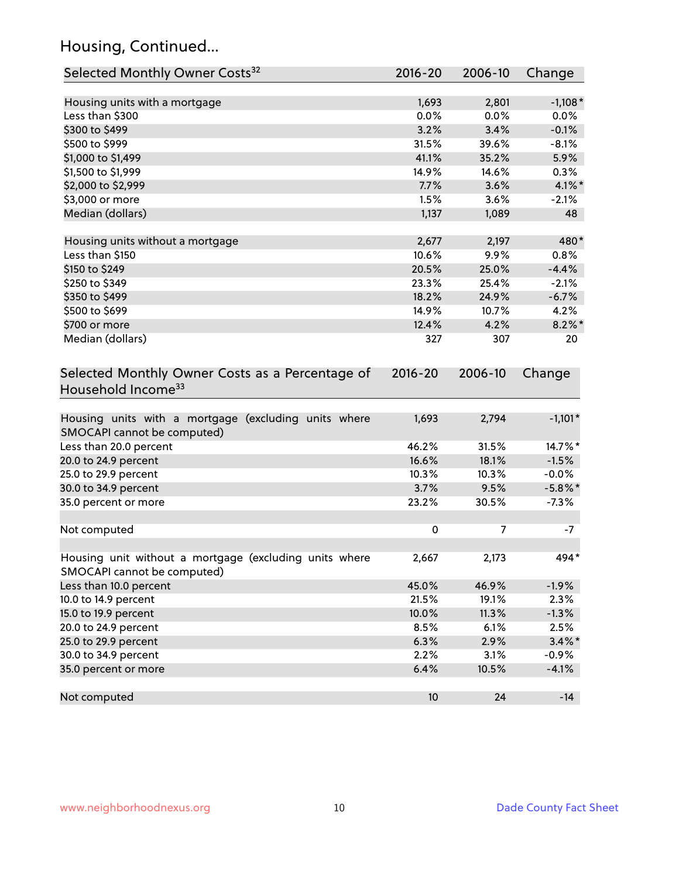## Housing, Continued...

| Selected Monthly Owner Costs[32] | 2016-20 | 2006-10 | Change |
|---|---|---|---|
| Housing units with a mortgage | 1,693 | 2,801 | -1,108* |
| Less than $300 | 0.0% | 0.0% | 0.0% |
| $300 to $499 | 3.2% | 3.4% | -0.1% |
| $500 to $999 | 31.5% | 39.6% | -8.1% |
| $1,000 to $1,499 | 41.1% | 35.2% | 5.9% |
| $1,500 to $1,999 | 14.9% | 14.6% | 0.3% |
| $2,000 to $2,999 | 7.7% | 3.6% | 4.1%* |
| $3,000 or more | 1.5% | 3.6% | -2.1% |
| Median (dollars) | 1,137 | 1,089 | 48 |
| Housing units without a mortgage | 2,677 | 2,197 | 480* |
| Less than $150 | 10.6% | 9.9% | 0.8% |
| $150 to $249 | 20.5% | 25.0% | -4.4% |
| $250 to $349 | 23.3% | 25.4% | -2.1% |
| $350 to $499 | 18.2% | 24.9% | -6.7% |
| $500 to $699 | 14.9% | 10.7% | 4.2% |
| $700 or more | 12.4% | 4.2% | 8.2%* |
| Median (dollars) | 327 | 307 | 20 |

| Selected Monthly Owner Costs as a Percentage of Household Income[33] | 2016-20 | 2006-10 | Change |
|---|---|---|---|
| Housing units with a mortgage (excluding units where SMOCAPI cannot be computed) | 1,693 | 2,794 | -1,101* |
| Less than 20.0 percent | 46.2% | 31.5% | 14.7%* |
| 20.0 to 24.9 percent | 16.6% | 18.1% | -1.5% |
| 25.0 to 29.9 percent | 10.3% | 10.3% | -0.0% |
| 30.0 to 34.9 percent | 3.7% | 9.5% | -5.8%* |
| 35.0 percent or more | 23.2% | 30.5% | -7.3% |
| Not computed | 0 | 7 | -7 |
| Housing unit without a mortgage (excluding units where SMOCAPI cannot be computed) | 2,667 | 2,173 | 494* |
| Less than 10.0 percent | 45.0% | 46.9% | -1.9% |
| 10.0 to 14.9 percent | 21.5% | 19.1% | 2.3% |
| 15.0 to 19.9 percent | 10.0% | 11.3% | -1.3% |
| 20.0 to 24.9 percent | 8.5% | 6.1% | 2.5% |
| 25.0 to 29.9 percent | 6.3% | 2.9% | 3.4%* |
| 30.0 to 34.9 percent | 2.2% | 3.1% | -0.9% |
| 35.0 percent or more | 6.4% | 10.5% | -4.1% |
| Not computed | 10 | 24 | -14 |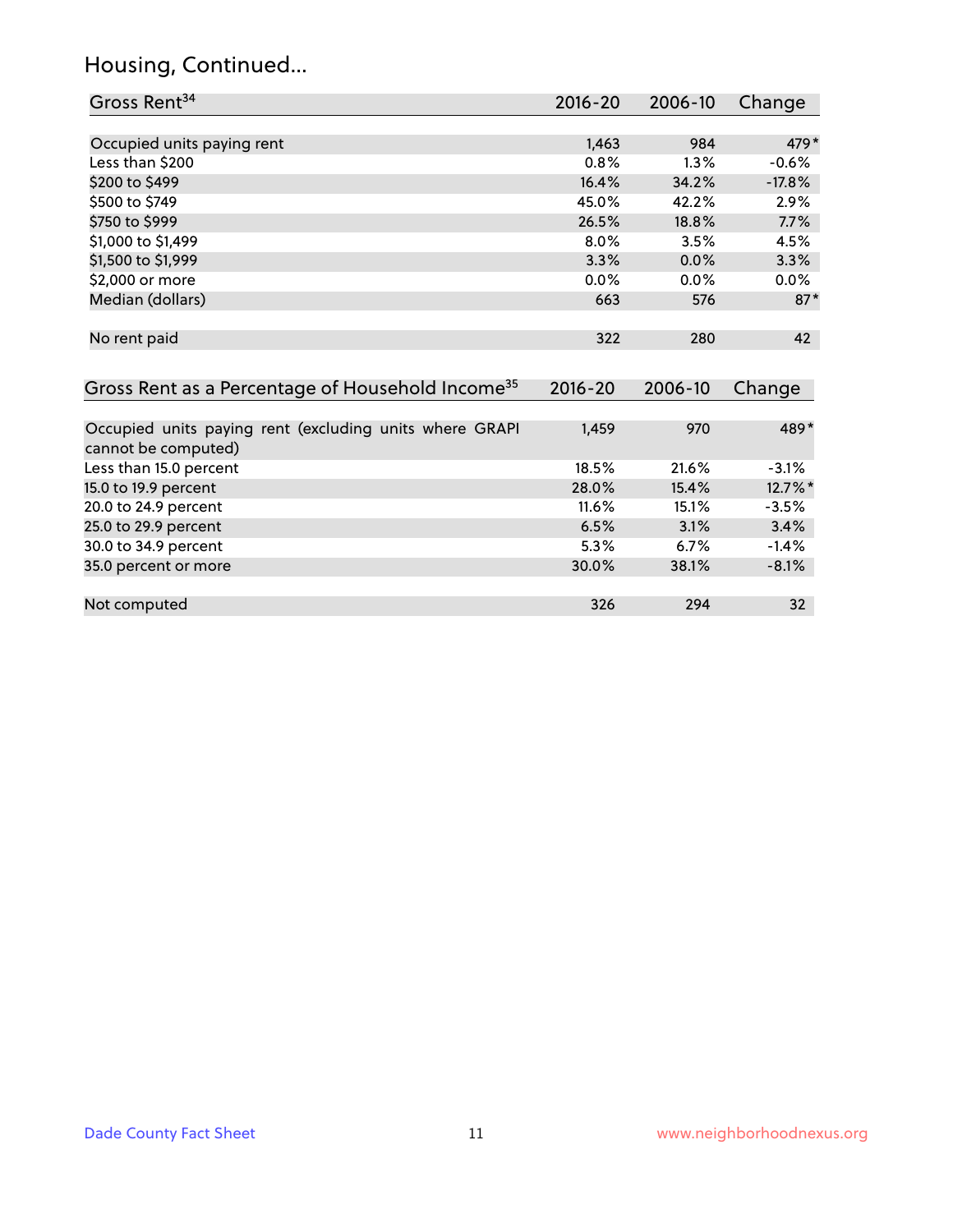## Housing, Continued...

| Gross Rent[34] | 2016-20 | 2006-10 | Change |
|---|---|---|---|
| Occupied units paying rent | 1,463 | 984 | 479* |
| Less than $200 | 0.8% | 1.3% | -0.6% |
| $200 to $499 | 16.4% | 34.2% | -17.8% |
| $500 to $749 | 45.0% | 42.2% | 2.9% |
| $750 to $999 | 26.5% | 18.8% | 7.7% |
| $1,000 to $1,499 | 8.0% | 3.5% | 4.5% |
| $1,500 to $1,999 | 3.3% | 0.0% | 3.3% |
| $2,000 or more | 0.0% | 0.0% | 0.0% |
| Median (dollars) | 663 | 576 | 87* |
| No rent paid | 322 | 280 | 42 |

| Gross Rent as a Percentage of Household Income[35] | 2016-20 | 2006-10 | Change |
|---|---|---|---|
| Occupied units paying rent (excluding units where GRAPI cannot be computed) | 1,459 | 970 | 489* |
| Less than 15.0 percent | 18.5% | 21.6% | -3.1% |
| 15.0 to 19.9 percent | 28.0% | 15.4% | 12.7%* |
| 20.0 to 24.9 percent | 11.6% | 15.1% | -3.5% |
| 25.0 to 29.9 percent | 6.5% | 3.1% | 3.4% |
| 30.0 to 34.9 percent | 5.3% | 6.7% | -1.4% |
| 35.0 percent or more | 30.0% | 38.1% | -8.1% |
| Not computed | 326 | 294 | 32 |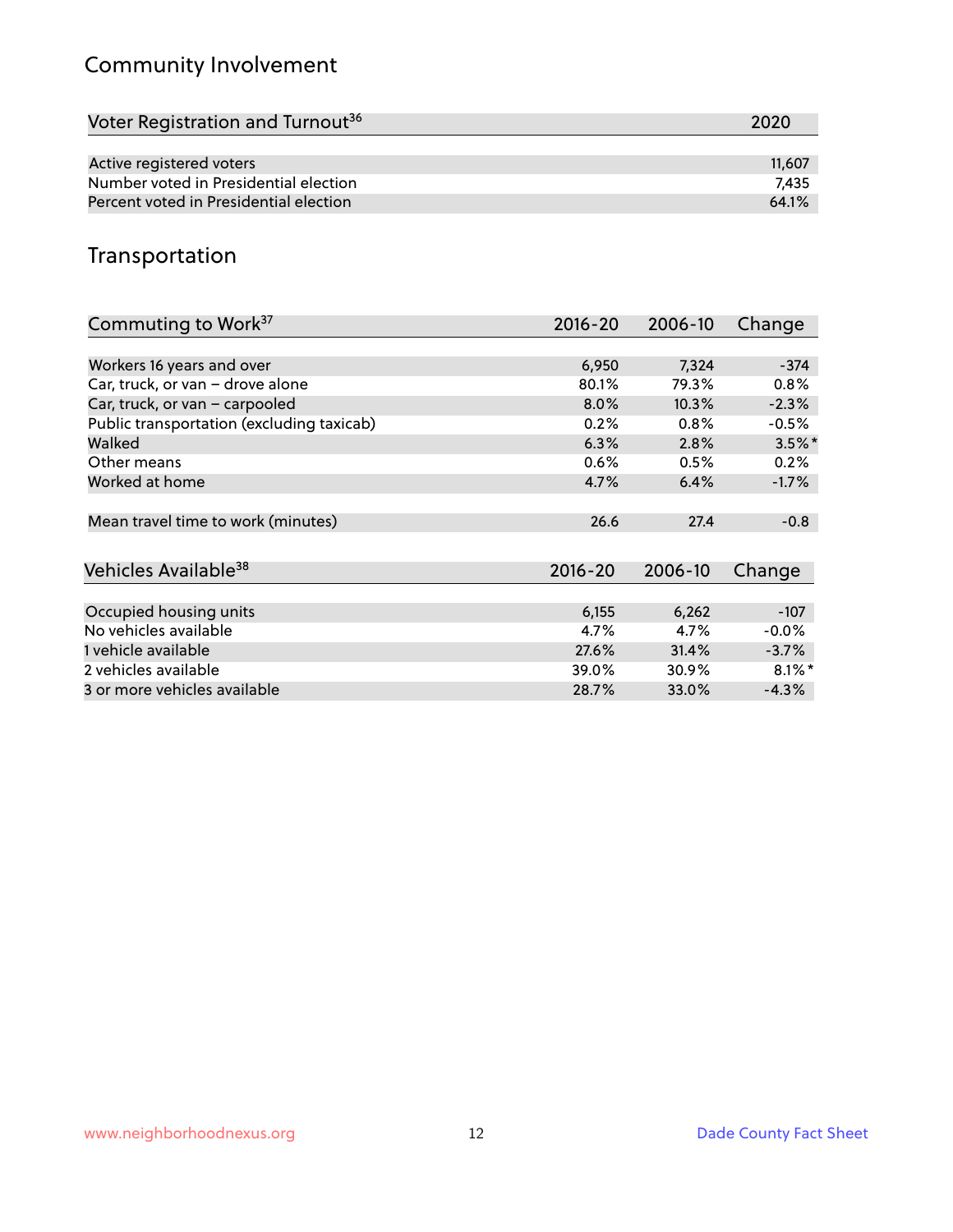## Community Involvement

| Voter Registration and Turnout[36] | 2020 |
|---|---|
| Active registered voters | 11,607 |
| Number voted in Presidential election | 7,435 |
| Percent voted in Presidential election | 64.1% |

## Transportation

| Commuting to Work[37] | 2016-20 | 2006-10 | Change |
|---|---|---|---|
| Workers 16 years and over | 6,950 | 7,324 | -374 |
| Car, truck, or van – drove alone | 80.1% | 79.3% | 0.8% |
| Car, truck, or van – carpooled | 8.0% | 10.3% | -2.3% |
| Public transportation (excluding taxicab) | 0.2% | 0.8% | -0.5% |
| Walked | 6.3% | 2.8% | 3.5%* |
| Other means | 0.6% | 0.5% | 0.2% |
| Worked at home | 4.7% | 6.4% | -1.7% |
| Mean travel time to work (minutes) | 26.6 | 27.4 | -0.8 |

| Vehicles Available[38] | 2016-20 | 2006-10 | Change |
|---|---|---|---|
| Occupied housing units | 6,155 | 6,262 | -107 |
| No vehicles available | 4.7% | 4.7% | -0.0% |
| 1 vehicle available | 27.6% | 31.4% | -3.7% |
| 2 vehicles available | 39.0% | 30.9% | 8.1%* |
| 3 or more vehicles available | 28.7% | 33.0% | -4.3% |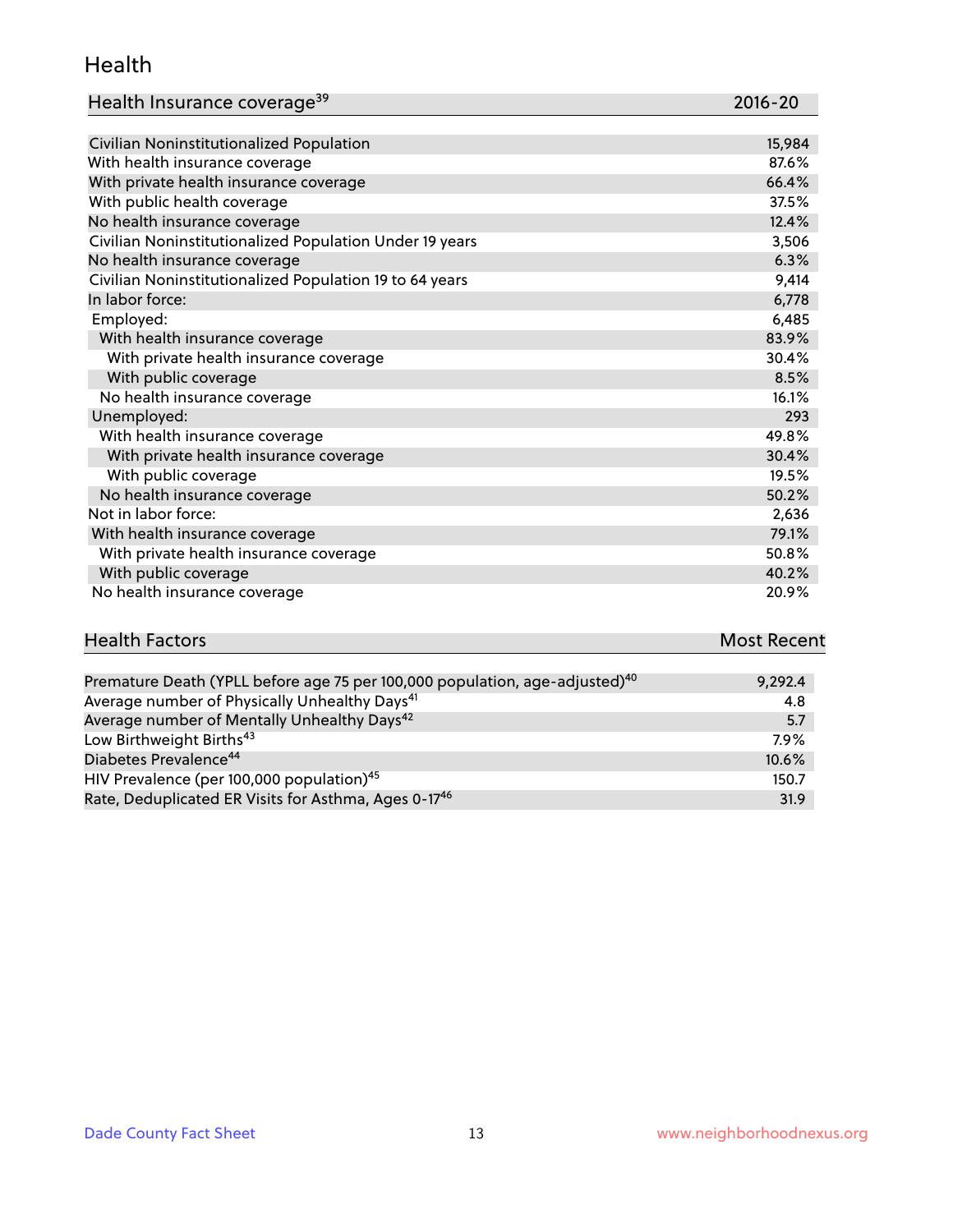## Health

| Health Insurance coverage[39] | 2016-20 |
|---|---|
| Civilian Noninstitutionalized Population | 15,984 |
| With health insurance coverage | 87.6% |
| With private health insurance coverage | 66.4% |
| With public health coverage | 37.5% |
| No health insurance coverage | 12.4% |
| Civilian Noninstitutionalized Population Under 19 years | 3,506 |
| No health insurance coverage | 6.3% |
| Civilian Noninstitutionalized Population 19 to 64 years | 9,414 |
| In labor force: | 6,778 |
| Employed: | 6,485 |
| With health insurance coverage | 83.9% |
| With private health insurance coverage | 30.4% |
| With public coverage | 8.5% |
| No health insurance coverage | 16.1% |
| Unemployed: | 293 |
| With health insurance coverage | 49.8% |
| With private health insurance coverage | 30.4% |
| With public coverage | 19.5% |
| No health insurance coverage | 50.2% |
| Not in labor force: | 2,636 |
| With health insurance coverage | 79.1% |
| With private health insurance coverage | 50.8% |
| With public coverage | 40.2% |
| No health insurance coverage | 20.9% |

| Health Factors | Most Recent |
|---|---|
| Premature Death (YPLL before age 75 per 100,000 population, age-adjusted)[40] | 9,292.4 |
| Average number of Physically Unhealthy Days[41] | 4.8 |
| Average number of Mentally Unhealthy Days[42] | 5.7 |
| Low Birthweight Births[43] | 7.9% |
| Diabetes Prevalence[44] | 10.6% |
| HIV Prevalence (per 100,000 population)[45] | 150.7 |
| Rate, Deduplicated ER Visits for Asthma, Ages 0-17[46] | 31.9 |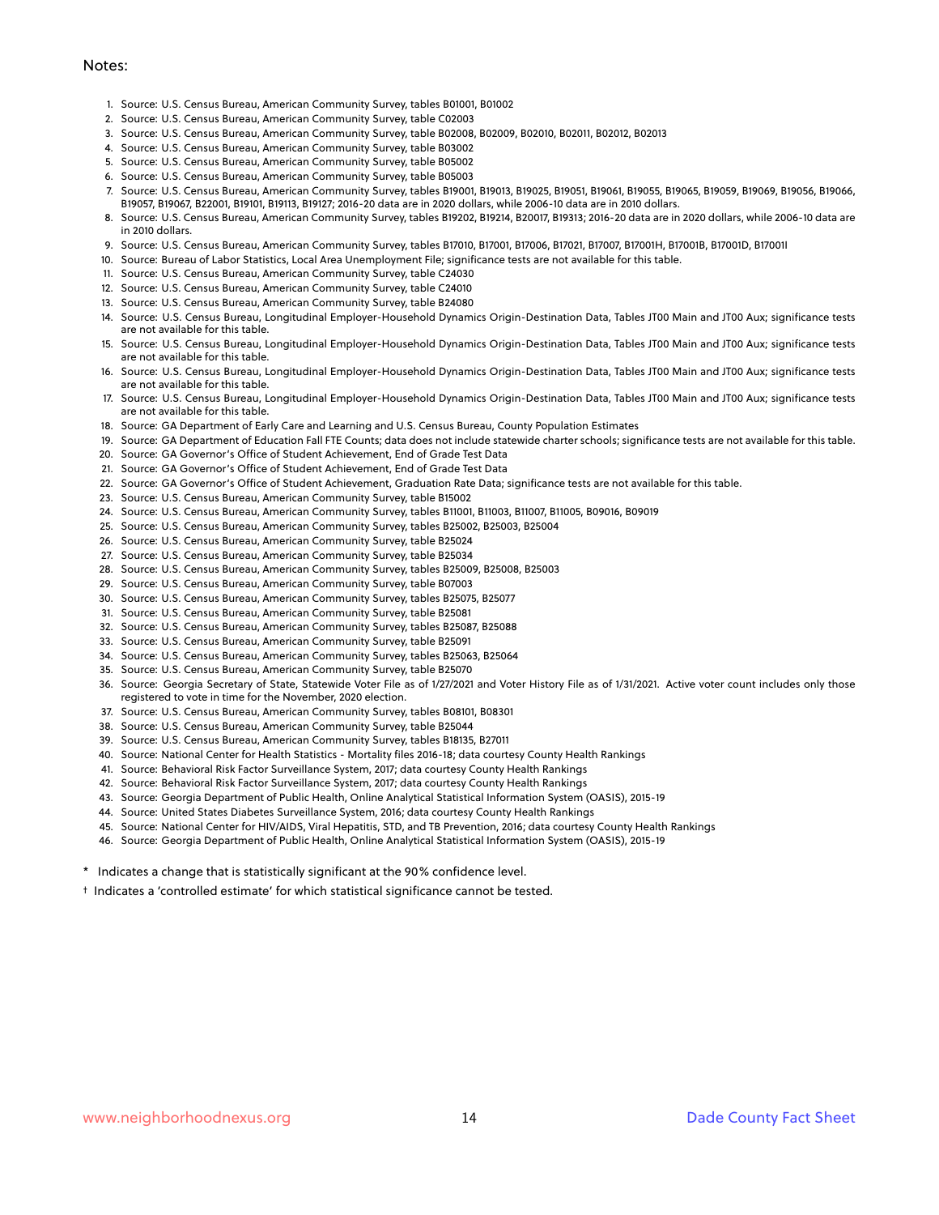Notes:

1. Source: U.S. Census Bureau, American Community Survey, tables B01001, B01002
2. Source: U.S. Census Bureau, American Community Survey, table C02003
3. Source: U.S. Census Bureau, American Community Survey, table B02008, B02009, B02010, B02011, B02012, B02013
4. Source: U.S. Census Bureau, American Community Survey, table B03002
5. Source: U.S. Census Bureau, American Community Survey, table B05002
6. Source: U.S. Census Bureau, American Community Survey, table B05003
7. Source: U.S. Census Bureau, American Community Survey, tables B19001, B19013, B19025, B19051, B19061, B19055, B19065, B19059, B19069, B19056, B19066, B19057, B19067, B22001, B19101, B19113, B19127; 2016-20 data are in 2020 dollars, while 2006-10 data are in 2010 dollars.
8. Source: U.S. Census Bureau, American Community Survey, tables B19202, B19214, B20017, B19313; 2016-20 data are in 2020 dollars, while 2006-10 data are in 2010 dollars.
9. Source: U.S. Census Bureau, American Community Survey, tables B17010, B17001, B17006, B17021, B17007, B17001H, B17001B, B17001D, B17001I
10. Source: Bureau of Labor Statistics, Local Area Unemployment File; significance tests are not available for this table.
11. Source: U.S. Census Bureau, American Community Survey, table C24030
12. Source: U.S. Census Bureau, American Community Survey, table C24010
13. Source: U.S. Census Bureau, American Community Survey, table B24080
14. Source: U.S. Census Bureau, Longitudinal Employer-Household Dynamics Origin-Destination Data, Tables JT00 Main and JT00 Aux; significance tests are not available for this table.
15. Source: U.S. Census Bureau, Longitudinal Employer-Household Dynamics Origin-Destination Data, Tables JT00 Main and JT00 Aux; significance tests are not available for this table.
16. Source: U.S. Census Bureau, Longitudinal Employer-Household Dynamics Origin-Destination Data, Tables JT00 Main and JT00 Aux; significance tests are not available for this table.
17. Source: U.S. Census Bureau, Longitudinal Employer-Household Dynamics Origin-Destination Data, Tables JT00 Main and JT00 Aux; significance tests are not available for this table.
18. Source: GA Department of Early Care and Learning and U.S. Census Bureau, County Population Estimates
19. Source: GA Department of Education Fall FTE Counts; data does not include statewide charter schools; significance tests are not available for this table.
20. Source: GA Governor's Office of Student Achievement, End of Grade Test Data
21. Source: GA Governor's Office of Student Achievement, End of Grade Test Data
22. Source: GA Governor's Office of Student Achievement, Graduation Rate Data; significance tests are not available for this table.
23. Source: U.S. Census Bureau, American Community Survey, table B15002
24. Source: U.S. Census Bureau, American Community Survey, tables B11001, B11003, B11007, B11005, B09016, B09019
25. Source: U.S. Census Bureau, American Community Survey, tables B25002, B25003, B25004
26. Source: U.S. Census Bureau, American Community Survey, table B25024
27. Source: U.S. Census Bureau, American Community Survey, table B25034
28. Source: U.S. Census Bureau, American Community Survey, tables B25009, B25008, B25003
29. Source: U.S. Census Bureau, American Community Survey, table B07003
30. Source: U.S. Census Bureau, American Community Survey, tables B25075, B25077
31. Source: U.S. Census Bureau, American Community Survey, table B25081
32. Source: U.S. Census Bureau, American Community Survey, tables B25087, B25088
33. Source: U.S. Census Bureau, American Community Survey, table B25091
34. Source: U.S. Census Bureau, American Community Survey, tables B25063, B25064
35. Source: U.S. Census Bureau, American Community Survey, table B25070
36. Source: Georgia Secretary of State, Statewide Voter File as of 1/27/2021 and Voter History File as of 1/31/2021. Active voter count includes only those registered to vote in time for the November, 2020 election.
37. Source: U.S. Census Bureau, American Community Survey, tables B08101, B08301
38. Source: U.S. Census Bureau, American Community Survey, table B25044
39. Source: U.S. Census Bureau, American Community Survey, tables B18135, B27011
40. Source: National Center for Health Statistics - Mortality files 2016-18; data courtesy County Health Rankings
41. Source: Behavioral Risk Factor Surveillance System, 2017; data courtesy County Health Rankings
42. Source: Behavioral Risk Factor Surveillance System, 2017; data courtesy County Health Rankings
43. Source: Georgia Department of Public Health, Online Analytical Statistical Information System (OASIS), 2015-19
44. Source: United States Diabetes Surveillance System, 2016; data courtesy County Health Rankings
45. Source: National Center for HIV/AIDS, Viral Hepatitis, STD, and TB Prevention, 2016; data courtesy County Health Rankings
46. Source: Georgia Department of Public Health, Online Analytical Statistical Information System (OASIS), 2015-19

\* Indicates a change that is statistically significant at the 90% confidence level.

† Indicates a 'controlled estimate' for which statistical significance cannot be tested.